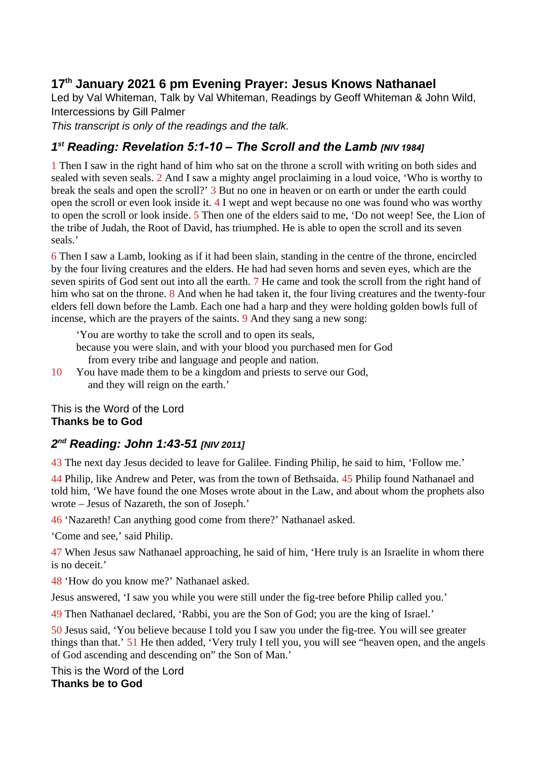## 17th January 2021 6 pm Evening Prayer: Jesus Knows Nathanael

Led by Val Whiteman, Talk by Val Whiteman, Readings by Geoff Whiteman & John Wild, Intercessions by Gill Palmer

*This transcript is only of the readings and the talk.*

### *1st Reading: Revelation 5:1-10 – The Scroll and the Lamb [NIV 1984]*

1 Then I saw in the right hand of him who sat on the throne a scroll with writing on both sides and sealed with seven seals. 2 And I saw a mighty angel proclaiming in a loud voice, 'Who is worthy to break the seals and open the scroll?' 3 But no one in heaven or on earth or under the earth could open the scroll or even look inside it. 4 I wept and wept because no one was found who was worthy to open the scroll or look inside. 5 Then one of the elders said to me, 'Do not weep! See, the Lion of the tribe of Judah, the Root of David, has triumphed. He is able to open the scroll and its seven seals.'

6 Then I saw a Lamb, looking as if it had been slain, standing in the centre of the throne, encircled by the four living creatures and the elders. He had had seven horns and seven eyes, which are the seven spirits of God sent out into all the earth. 7 He came and took the scroll from the right hand of him who sat on the throne. 8 And when he had taken it, the four living creatures and the twenty-four elders fell down before the Lamb. Each one had a harp and they were holding golden bowls full of incense, which are the prayers of the saints. 9 And they sang a new song:

'You are worthy to take the scroll and to open its seals,
because you were slain, and with your blood you purchased men for God
from every tribe and language and people and nation.
10 You have made them to be a kingdom and priests to serve our God,
and they will reign on the earth.'

This is the Word of the Lord
**Thanks be to God**

### *2nd Reading: John 1:43-51 [NIV 2011]*

43 The next day Jesus decided to leave for Galilee. Finding Philip, he said to him, 'Follow me.'

44 Philip, like Andrew and Peter, was from the town of Bethsaida. 45 Philip found Nathanael and told him, 'We have found the one Moses wrote about in the Law, and about whom the prophets also wrote – Jesus of Nazareth, the son of Joseph.'

46 'Nazareth! Can anything good come from there?' Nathanael asked.

'Come and see,' said Philip.

47 When Jesus saw Nathanael approaching, he said of him, 'Here truly is an Israelite in whom there is no deceit.'

48 'How do you know me?' Nathanael asked.

Jesus answered, 'I saw you while you were still under the fig-tree before Philip called you.'

49 Then Nathanael declared, 'Rabbi, you are the Son of God; you are the king of Israel.'

50 Jesus said, 'You believe because I told you I saw you under the fig-tree. You will see greater things than that.' 51 He then added, 'Very truly I tell you, you will see "heaven open, and the angels of God ascending and descending on" the Son of Man.'

This is the Word of the Lord
**Thanks be to God**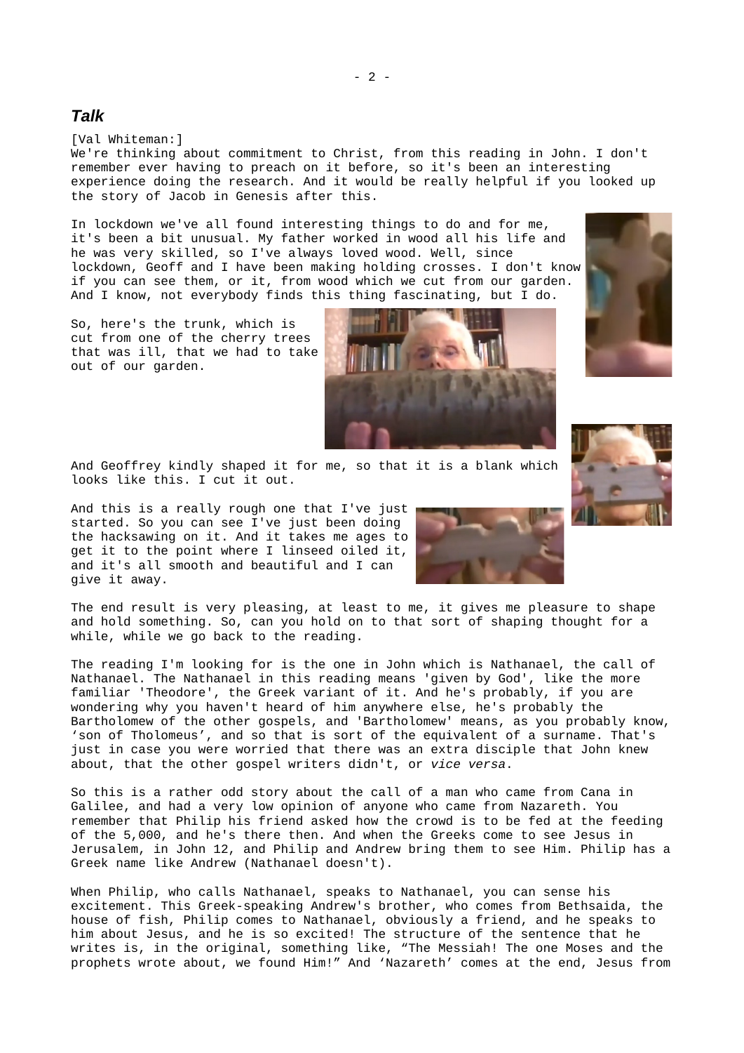## *Talk*

[Val Whiteman:]
We're thinking about commitment to Christ, from this reading in John. I don't remember ever having to preach on it before, so it's been an interesting experience doing the research. And it would be really helpful if you looked up the story of Jacob in Genesis after this.

In lockdown we've all found interesting things to do and for me, it's been a bit unusual. My father worked in wood all his life and he was very skilled, so I've always loved wood. Well, since lockdown, Geoff and I have been making holding crosses. I don't know if you can see them, or it, from wood which we cut from our garden. And I know, not everybody finds this thing fascinating, but I do.

So, here's the trunk, which is cut from one of the cherry trees that was ill, that we had to take out of our garden.

And Geoffrey kindly shaped it for me, so that it is a blank which looks like this. I cut it out.

And this is a really rough one that I've just started. So you can see I've just been doing the hacksawing on it. And it takes me ages to get it to the point where I linseed oiled it, and it's all smooth and beautiful and I can give it away.

The end result is very pleasing, at least to me, it gives me pleasure to shape and hold something. So, can you hold on to that sort of shaping thought for a while, while we go back to the reading.

The reading I'm looking for is the one in John which is Nathanael, the call of Nathanael. The Nathanael in this reading means 'given by God', like the more familiar 'Theodore', the Greek variant of it. And he's probably, if you are wondering why you haven't heard of him anywhere else, he's probably the Bartholomew of the other gospels, and 'Bartholomew' means, as you probably know, 'son of Tholomeus', and so that is sort of the equivalent of a surname. That's just in case you were worried that there was an extra disciple that John knew about, that the other gospel writers didn't, or *vice versa*.

So this is a rather odd story about the call of a man who came from Cana in Galilee, and had a very low opinion of anyone who came from Nazareth. You remember that Philip his friend asked how the crowd is to be fed at the feeding of the 5,000, and he's there then. And when the Greeks come to see Jesus in Jerusalem, in John 12, and Philip and Andrew bring them to see Him. Philip has a Greek name like Andrew (Nathanael doesn't).

When Philip, who calls Nathanael, speaks to Nathanael, you can sense his excitement. This Greek-speaking Andrew's brother, who comes from Bethsaida, the house of fish, Philip comes to Nathanael, obviously a friend, and he speaks to him about Jesus, and he is so excited! The structure of the sentence that he writes is, in the original, something like, "The Messiah! The one Moses and the prophets wrote about, we found Him!" And 'Nazareth' comes at the end, Jesus from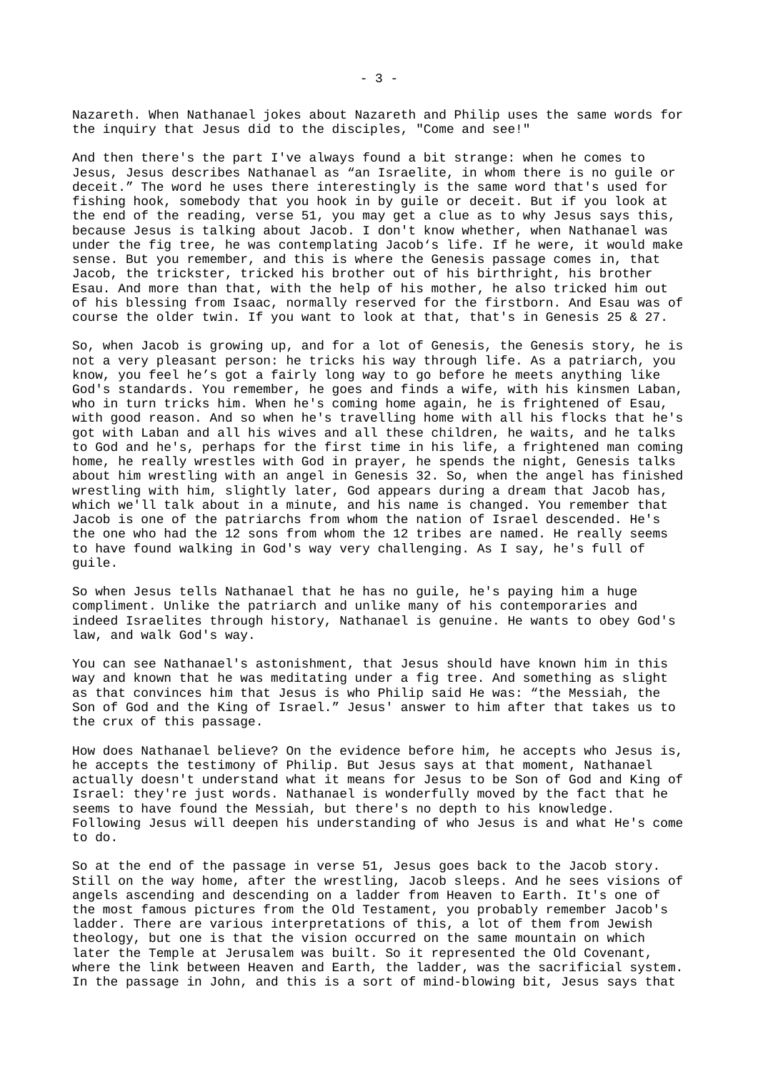Nazareth. When Nathanael jokes about Nazareth and Philip uses the same words for the inquiry that Jesus did to the disciples, "Come and see!"

And then there's the part I've always found a bit strange: when he comes to Jesus, Jesus describes Nathanael as “an Israelite, in whom there is no guile or deceit.” The word he uses there interestingly is the same word that's used for fishing hook, somebody that you hook in by guile or deceit. But if you look at the end of the reading, verse 51, you may get a clue as to why Jesus says this, because Jesus is talking about Jacob. I don't know whether, when Nathanael was under the fig tree, he was contemplating Jacob‘s life. If he were, it would make sense. But you remember, and this is where the Genesis passage comes in, that Jacob, the trickster, tricked his brother out of his birthright, his brother Esau. And more than that, with the help of his mother, he also tricked him out of his blessing from Isaac, normally reserved for the firstborn. And Esau was of course the older twin. If you want to look at that, that's in Genesis 25 & 27.

So, when Jacob is growing up, and for a lot of Genesis, the Genesis story, he is not a very pleasant person: he tricks his way through life. As a patriarch, you know, you feel he’s got a fairly long way to go before he meets anything like God's standards. You remember, he goes and finds a wife, with his kinsmen Laban, who in turn tricks him. When he's coming home again, he is frightened of Esau, with good reason. And so when he's travelling home with all his flocks that he's got with Laban and all his wives and all these children, he waits, and he talks to God and he's, perhaps for the first time in his life, a frightened man coming home, he really wrestles with God in prayer, he spends the night, Genesis talks about him wrestling with an angel in Genesis 32. So, when the angel has finished wrestling with him, slightly later, God appears during a dream that Jacob has, which we'll talk about in a minute, and his name is changed. You remember that Jacob is one of the patriarchs from whom the nation of Israel descended. He's the one who had the 12 sons from whom the 12 tribes are named. He really seems to have found walking in God's way very challenging. As I say, he's full of guile.

So when Jesus tells Nathanael that he has no guile, he's paying him a huge compliment. Unlike the patriarch and unlike many of his contemporaries and indeed Israelites through history, Nathanael is genuine. He wants to obey God's law, and walk God's way.

You can see Nathanael's astonishment, that Jesus should have known him in this way and known that he was meditating under a fig tree. And something as slight as that convinces him that Jesus is who Philip said He was: “the Messiah, the Son of God and the King of Israel.” Jesus' answer to him after that takes us to the crux of this passage.

How does Nathanael believe? On the evidence before him, he accepts who Jesus is, he accepts the testimony of Philip. But Jesus says at that moment, Nathanael actually doesn't understand what it means for Jesus to be Son of God and King of Israel: they're just words. Nathanael is wonderfully moved by the fact that he seems to have found the Messiah, but there's no depth to his knowledge. Following Jesus will deepen his understanding of who Jesus is and what He's come to do.

So at the end of the passage in verse 51, Jesus goes back to the Jacob story. Still on the way home, after the wrestling, Jacob sleeps. And he sees visions of angels ascending and descending on a ladder from Heaven to Earth. It's one of the most famous pictures from the Old Testament, you probably remember Jacob's ladder. There are various interpretations of this, a lot of them from Jewish theology, but one is that the vision occurred on the same mountain on which later the Temple at Jerusalem was built. So it represented the Old Covenant, where the link between Heaven and Earth, the ladder, was the sacrificial system. In the passage in John, and this is a sort of mind-blowing bit, Jesus says that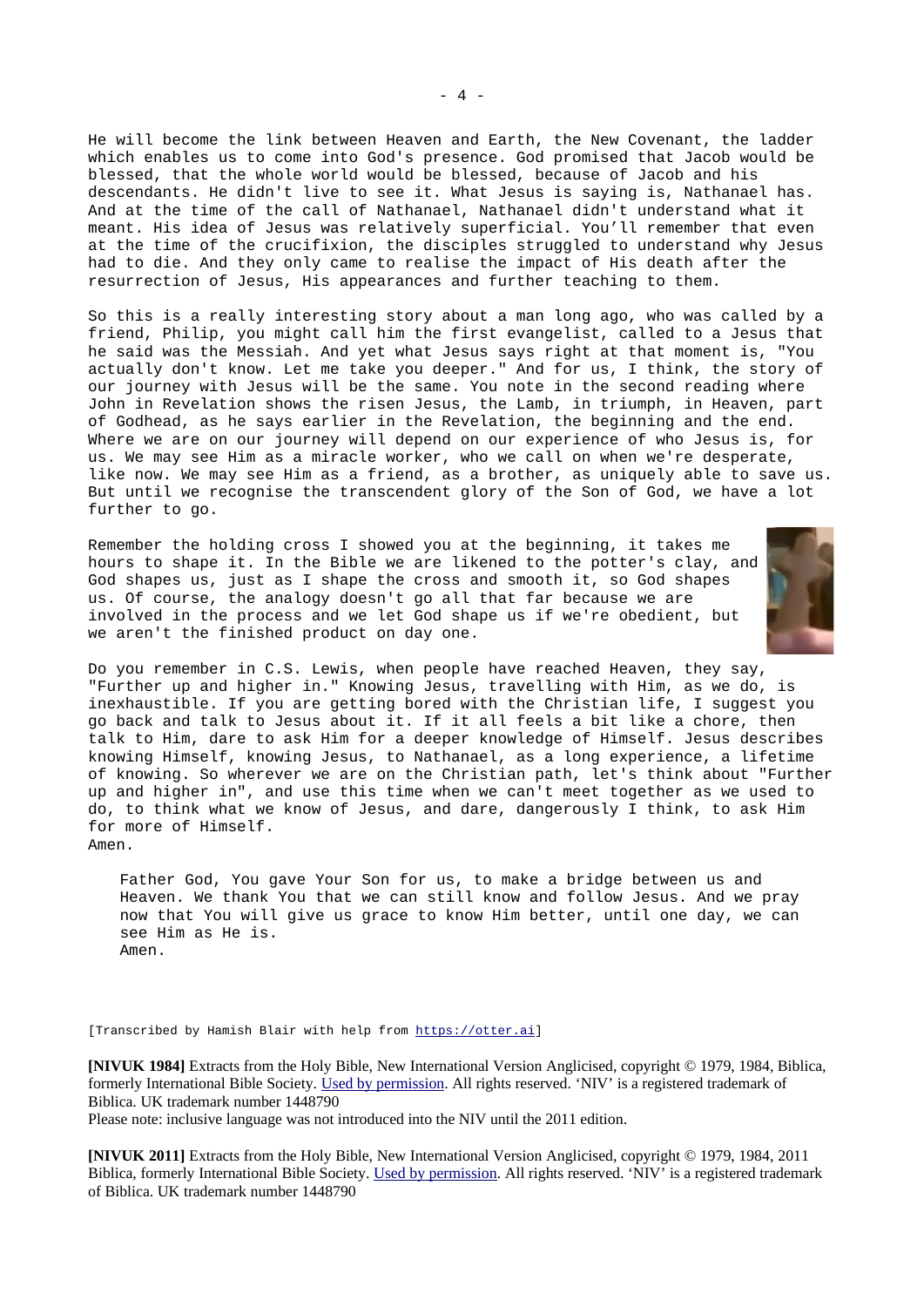He will become the link between Heaven and Earth, the New Covenant, the ladder which enables us to come into God's presence. God promised that Jacob would be blessed, that the whole world would be blessed, because of Jacob and his descendants. He didn't live to see it. What Jesus is saying is, Nathanael has. And at the time of the call of Nathanael, Nathanael didn't understand what it meant. His idea of Jesus was relatively superficial. You'll remember that even at the time of the crucifixion, the disciples struggled to understand why Jesus had to die. And they only came to realise the impact of His death after the resurrection of Jesus, His appearances and further teaching to them.

So this is a really interesting story about a man long ago, who was called by a friend, Philip, you might call him the first evangelist, called to a Jesus that he said was the Messiah. And yet what Jesus says right at that moment is, "You actually don't know. Let me take you deeper." And for us, I think, the story of our journey with Jesus will be the same. You note in the second reading where John in Revelation shows the risen Jesus, the Lamb, in triumph, in Heaven, part of Godhead, as he says earlier in the Revelation, the beginning and the end. Where we are on our journey will depend on our experience of who Jesus is, for us. We may see Him as a miracle worker, who we call on when we're desperate, like now. We may see Him as a friend, as a brother, as uniquely able to save us. But until we recognise the transcendent glory of the Son of God, we have a lot further to go.

Remember the holding cross I showed you at the beginning, it takes me hours to shape it. In the Bible we are likened to the potter's clay, and God shapes us, just as I shape the cross and smooth it, so God shapes us. Of course, the analogy doesn't go all that far because we are involved in the process and we let God shape us if we're obedient, but we aren't the finished product on day one.

Do you remember in C.S. Lewis, when people have reached Heaven, they say, "Further up and higher in." Knowing Jesus, travelling with Him, as we do, is inexhaustible. If you are getting bored with the Christian life, I suggest you go back and talk to Jesus about it. If it all feels a bit like a chore, then talk to Him, dare to ask Him for a deeper knowledge of Himself. Jesus describes knowing Himself, knowing Jesus, to Nathanael, as a long experience, a lifetime of knowing. So wherever we are on the Christian path, let's think about "Further up and higher in", and use this time when we can't meet together as we used to do, to think what we know of Jesus, and dare, dangerously I think, to ask Him for more of Himself.
Amen.

> Father God, You gave Your Son for us, to make a bridge between us and Heaven. We thank You that we can still know and follow Jesus. And we pray now that You will give us grace to know Him better, until one day, we can see Him as He is.
> Amen.

[Transcribed by Hamish Blair with help from https://otter.ai]

**[NIVUK 1984]** Extracts from the Holy Bible, New International Version Anglicised, copyright © 1979, 1984, Biblica, formerly International Bible Society. Used by permission. All rights reserved. 'NIV' is a registered trademark of Biblica. UK trademark number 1448790
Please note: inclusive language was not introduced into the NIV until the 2011 edition.

**[NIVUK 2011]** Extracts from the Holy Bible, New International Version Anglicised, copyright © 1979, 1984, 2011 Biblica, formerly International Bible Society. Used by permission. All rights reserved. 'NIV' is a registered trademark of Biblica. UK trademark number 1448790